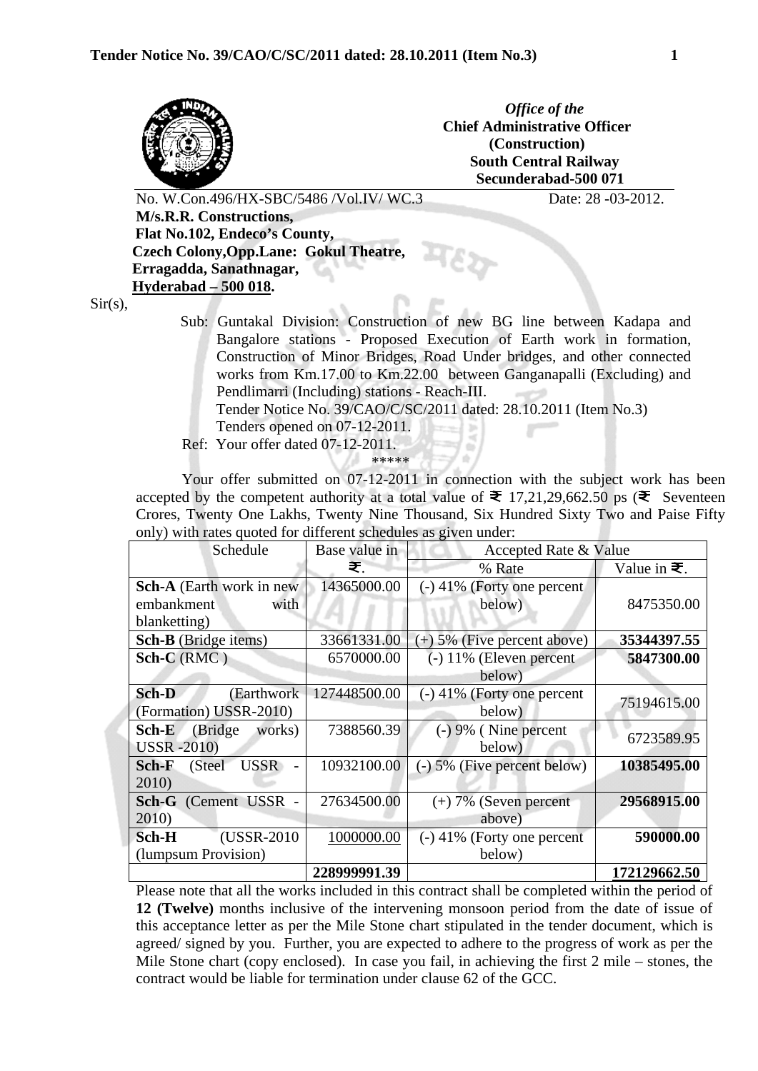*Office of the*
**Chief Administrative Officer**
**(Construction)**
**South Central Railway**
**Secunderabad-500 071**

No. W.Con.496/HX-SBC/5486 /Vol.IV/ WC.3 Date: 28 -03-2012.

**M/s.R.R. Constructions,**
**Flat No.102, Endeco's County,**
**Czech Colony,Opp.Lane: Gokul Theatre,**
**Erragadda, Sanathnagar,**
**Hyderabad – 500 018.**

Sir(s),

Sub: Guntakal Division: Construction of new BG line between Kadapa and Bangalore stations - Proposed Execution of Earth work in formation, Construction of Minor Bridges, Road Under bridges, and other connected works from Km.17.00 to Km.22.00 between Ganganapalli (Excluding) and Pendlimarri (Including) stations - Reach-III.
Tender Notice No. 39/CAO/C/SC/2011 dated: 28.10.2011 (Item No.3)
Tenders opened on 07-12-2011.

Ref: Your offer dated 07-12-2011.

*****

Your offer submitted on 07-12-2011 in connection with the subject work has been accepted by the competent authority at a total value of ₹ 17,21,29,662.50 ps (₹ Seventeen Crores, Twenty One Lakhs, Twenty Nine Thousand, Six Hundred Sixty Two and Paise Fifty only) with rates quoted for different schedules as given under:

| Schedule | Base value in ₹. | Accepted Rate & Value | |
|---|---|---|---|
| | | % Rate | Value in ₹. |
| **Sch-A** (Earth work in new embankment with blanketting) | 14365000.00 | (-) 41% (Forty one percent below) | 8475350.00 |
| **Sch-B** (Bridge items) | 33661331.00 | (+) 5% (Five percent above) | **35344397.55** |
| **Sch-C** (RMC ) | 6570000.00 | (-) 11% (Eleven percent below) | **5847300.00** |
| **Sch-D** (Earthwork (Formation) USSR-2010) | 127448500.00 | (-) 41% (Forty one percent below) | 75194615.00 |
| **Sch-E** (Bridge works) USSR -2010) | 7388560.39 | (-) 9% ( Nine percent below) | 6723589.95 |
| **Sch-F** (Steel USSR - 2010) | 10932100.00 | (-) 5% (Five percent below) | **10385495.00** |
| **Sch-G** (Cement USSR - 2010) | 27634500.00 | (+) 7% (Seven percent above) | **29568915.00** |
| **Sch-H** (USSR-2010 (lumpsum Provision) | 1000000.00 | (-) 41% (Forty one percent below) | **590000.00** |
| | **228999991.39** | | **172129662.50** |

Please note that all the works included in this contract shall be completed within the period of **12 (Twelve)** months inclusive of the intervening monsoon period from the date of issue of this acceptance letter as per the Mile Stone chart stipulated in the tender document, which is agreed/ signed by you. Further, you are expected to adhere to the progress of work as per the Mile Stone chart (copy enclosed). In case you fail, in achieving the first 2 mile – stones, the contract would be liable for termination under clause 62 of the GCC.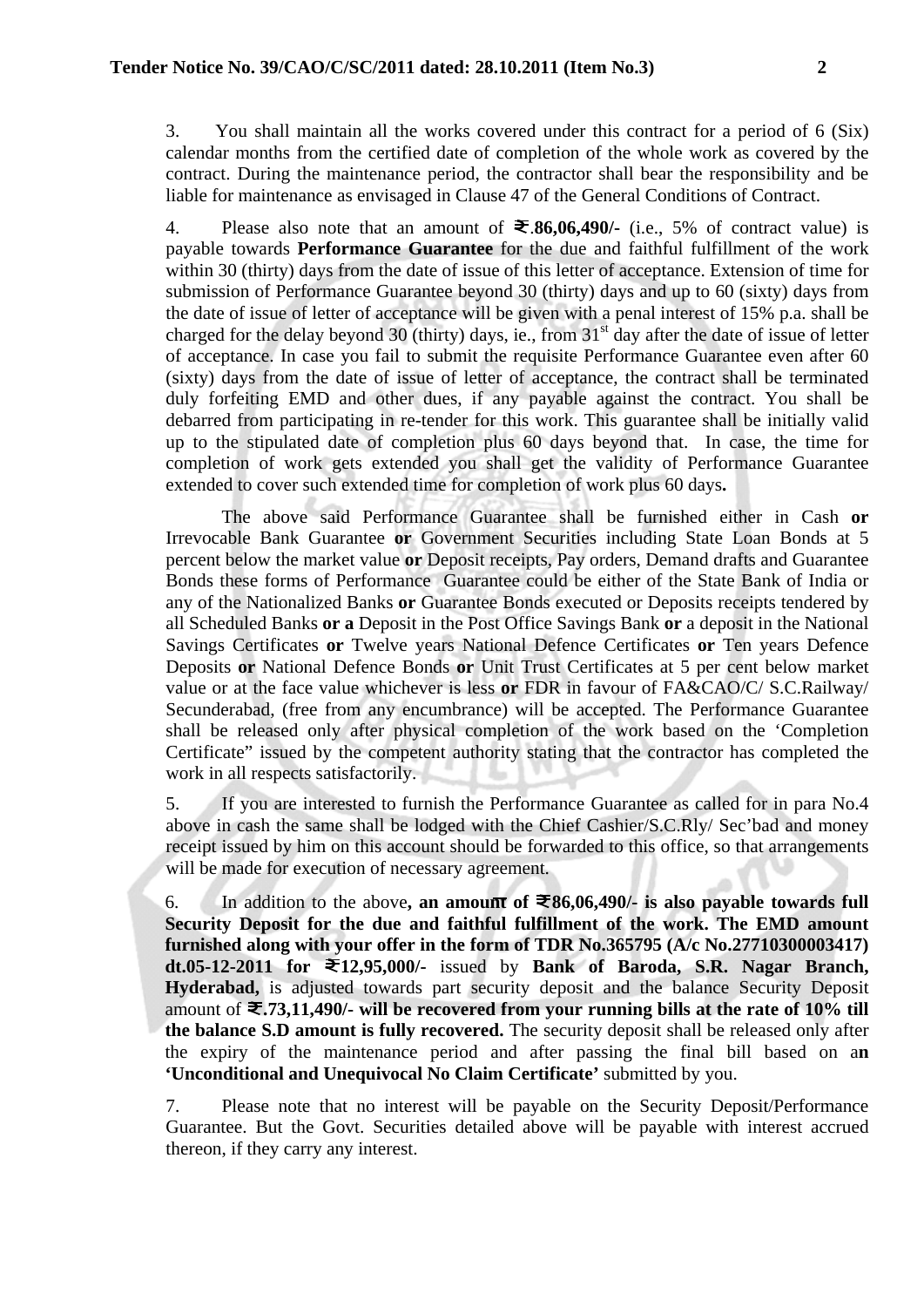3. You shall maintain all the works covered under this contract for a period of 6 (Six) calendar months from the certified date of completion of the whole work as covered by the contract. During the maintenance period, the contractor shall bear the responsibility and be liable for maintenance as envisaged in Clause 47 of the General Conditions of Contract.

4. Please also note that an amount of **₹.86,06,490/-** (i.e., 5% of contract value) is payable towards **Performance Guarantee** for the due and faithful fulfillment of the work within 30 (thirty) days from the date of issue of this letter of acceptance. Extension of time for submission of Performance Guarantee beyond 30 (thirty) days and up to 60 (sixty) days from the date of issue of letter of acceptance will be given with a penal interest of 15% p.a. shall be charged for the delay beyond 30 (thirty) days, ie., from 31st day after the date of issue of letter of acceptance. In case you fail to submit the requisite Performance Guarantee even after 60 (sixty) days from the date of issue of letter of acceptance, the contract shall be terminated duly forfeiting EMD and other dues, if any payable against the contract. You shall be debarred from participating in re-tender for this work. This guarantee shall be initially valid up to the stipulated date of completion plus 60 days beyond that. In case, the time for completion of work gets extended you shall get the validity of Performance Guarantee extended to cover such extended time for completion of work plus 60 days**.**

The above said Performance Guarantee shall be furnished either in Cash **or** Irrevocable Bank Guarantee **or** Government Securities including State Loan Bonds at 5 percent below the market value **or** Deposit receipts, Pay orders, Demand drafts and Guarantee Bonds these forms of Performance Guarantee could be either of the State Bank of India or any of the Nationalized Banks **or** Guarantee Bonds executed or Deposits receipts tendered by all Scheduled Banks **or a** Deposit in the Post Office Savings Bank **or** a deposit in the National Savings Certificates **or** Twelve years National Defence Certificates **or** Ten years Defence Deposits **or** National Defence Bonds **or** Unit Trust Certificates at 5 per cent below market value or at the face value whichever is less **or** FDR in favour of FA&CAO/C/ S.C.Railway/ Secunderabad, (free from any encumbrance) will be accepted. The Performance Guarantee shall be released only after physical completion of the work based on the 'Completion Certificate" issued by the competent authority stating that the contractor has completed the work in all respects satisfactorily.

5. If you are interested to furnish the Performance Guarantee as called for in para No.4 above in cash the same shall be lodged with the Chief Cashier/S.C.Rly/ Sec'bad and money receipt issued by him on this account should be forwarded to this office, so that arrangements will be made for execution of necessary agreement.

6. In addition to the above**, an amount of ₹86,06,490/- is also payable towards full Security Deposit for the due and faithful fulfillment of the work. The EMD amount furnished along with your offer in the form of TDR No.365795 (A/c No.27710300003417) dt.05-12-2011 for ₹12,95,000/-** issued by **Bank of Baroda, S.R. Nagar Branch, Hyderabad,** is adjusted towards part security deposit and the balance Security Deposit amount of **₹.73,11,490/- will be recovered from your running bills at the rate of 10% till the balance S.D amount is fully recovered.** The security deposit shall be released only after the expiry of the maintenance period and after passing the final bill based on a**n 'Unconditional and Unequivocal No Claim Certificate'** submitted by you.

7. Please note that no interest will be payable on the Security Deposit/Performance Guarantee. But the Govt. Securities detailed above will be payable with interest accrued thereon, if they carry any interest.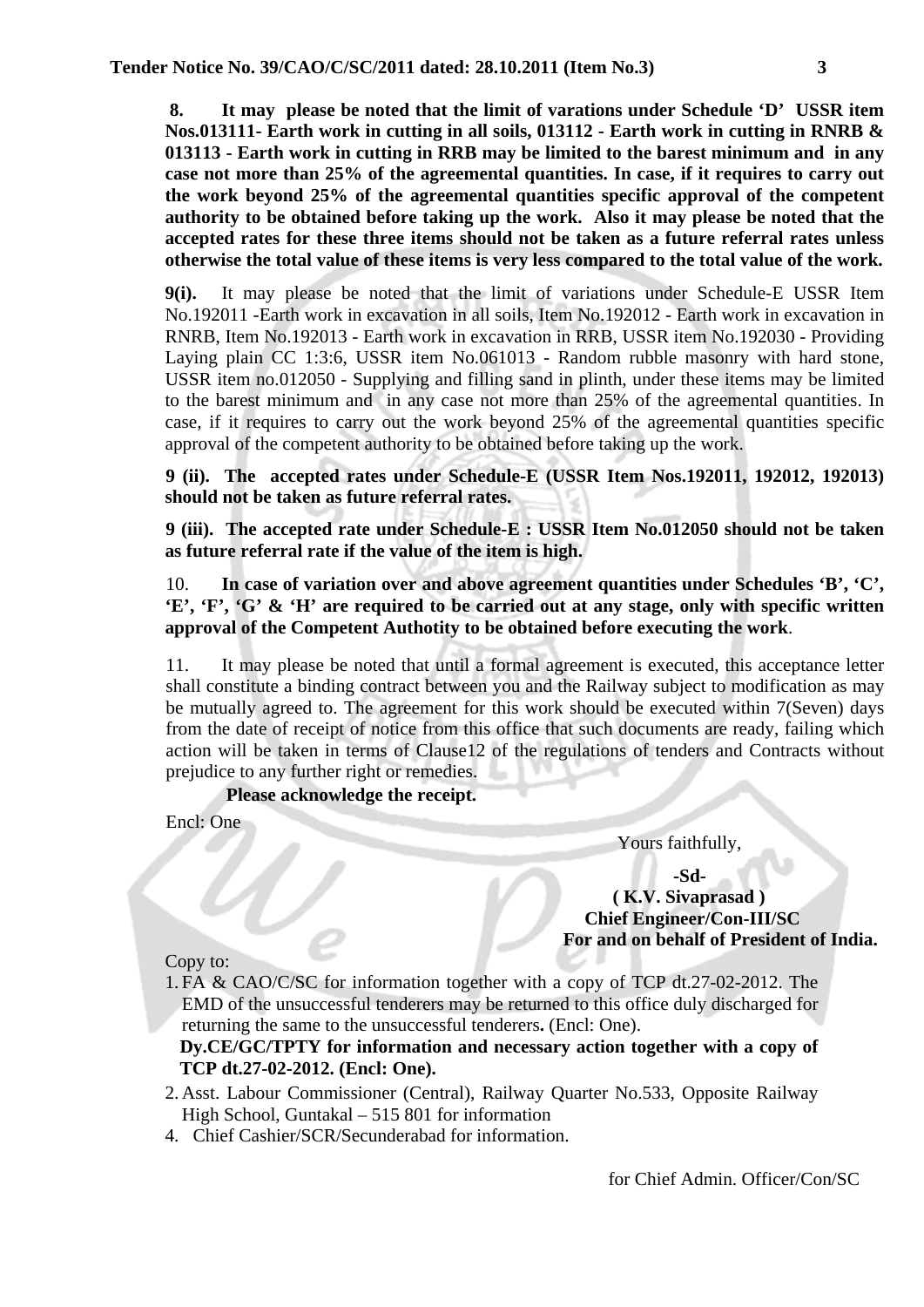**8. It may please be noted that the limit of varations under Schedule 'D' USSR item Nos.013111- Earth work in cutting in all soils, 013112 - Earth work in cutting in RNRB & 013113 - Earth work in cutting in RRB may be limited to the barest minimum and in any case not more than 25% of the agreemental quantities. In case, if it requires to carry out the work beyond 25% of the agreemental quantities specific approval of the competent authority to be obtained before taking up the work. Also it may please be noted that the accepted rates for these three items should not be taken as a future referral rates unless otherwise the total value of these items is very less compared to the total value of the work.**

**9(i).** It may please be noted that the limit of variations under Schedule-E USSR Item No.192011 -Earth work in excavation in all soils, Item No.192012 - Earth work in excavation in RNRB, Item No.192013 - Earth work in excavation in RRB, USSR item No.192030 - Providing Laying plain CC 1:3:6, USSR item No.061013 - Random rubble masonry with hard stone, USSR item no.012050 - Supplying and filling sand in plinth, under these items may be limited to the barest minimum and in any case not more than 25% of the agreemental quantities. In case, if it requires to carry out the work beyond 25% of the agreemental quantities specific approval of the competent authority to be obtained before taking up the work.

**9 (ii). The accepted rates under Schedule-E (USSR Item Nos.192011, 192012, 192013) should not be taken as future referral rates.**

**9 (iii). The accepted rate under Schedule-E : USSR Item No.012050 should not be taken as future referral rate if the value of the item is high.**

10. **In case of variation over and above agreement quantities under Schedules 'B', 'C', 'E', 'F', 'G' & 'H' are required to be carried out at any stage, only with specific written approval of the Competent Authotity to be obtained before executing the work**.

11. It may please be noted that until a formal agreement is executed, this acceptance letter shall constitute a binding contract between you and the Railway subject to modification as may be mutually agreed to. The agreement for this work should be executed within 7(Seven) days from the date of receipt of notice from this office that such documents are ready, failing which action will be taken in terms of Clause12 of the regulations of tenders and Contracts without prejudice to any further right or remedies.

**Please acknowledge the receipt.**

Encl: One

Yours faithfully,

**-Sd-**
**( K.V. Sivaprasad )**
**Chief Engineer/Con-III/SC**
**For and on behalf of President of India.**

Copy to:

1. FA & CAO/C/SC for information together with a copy of TCP dt.27-02-2012. The EMD of the unsuccessful tenderers may be returned to this office duly discharged for returning the same to the unsuccessful tenderers**.** (Encl: One).
   **Dy.CE/GC/TPTY for information and necessary action together with a copy of TCP dt.27-02-2012. (Encl: One).**
2. Asst. Labour Commissioner (Central), Railway Quarter No.533, Opposite Railway High School, Guntakal – 515 801 for information
4. Chief Cashier/SCR/Secunderabad for information.

for Chief Admin. Officer/Con/SC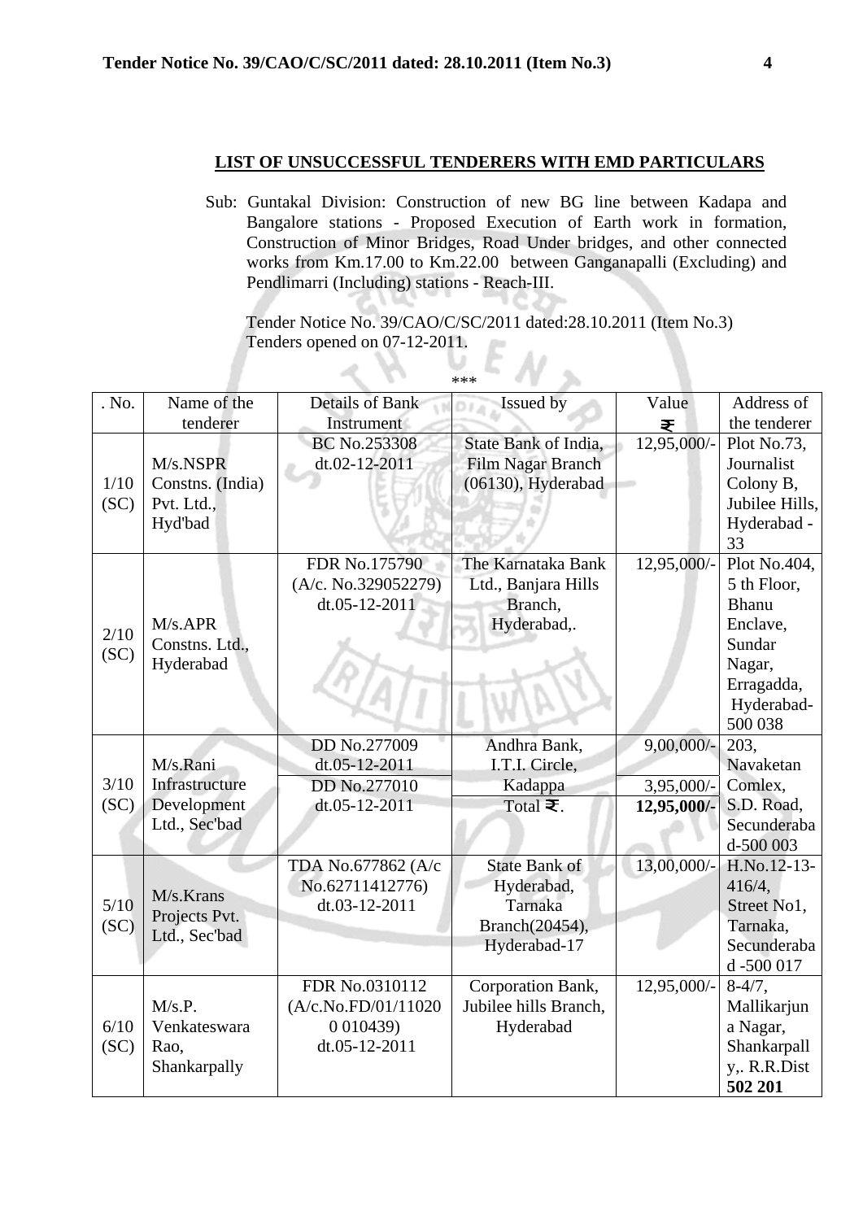## LIST OF UNSUCCESSFUL TENDERERS WITH EMD PARTICULARS

Sub: Guntakal Division: Construction of new BG line between Kadapa and Bangalore stations - Proposed Execution of Earth work in formation, Construction of Minor Bridges, Road Under bridges, and other connected works from Km.17.00 to Km.22.00 between Ganganapalli (Excluding) and Pendlimarri (Including) stations - Reach-III.

Tender Notice No. 39/CAO/C/SC/2011 dated:28.10.2011 (Item No.3)
Tenders opened on 07-12-2011.

***

| . No. | Name of the tenderer | Details of Bank Instrument | Issued by | Value ₹ | Address of the tenderer |
|---|---|---|---|---|---|
| 1/10 (SC) | M/s.NSPR Constns. (India) Pvt. Ltd., Hyd'bad | BC No.253308 dt.02-12-2011 | State Bank of India, Film Nagar Branch (06130), Hyderabad | 12,95,000/- | Plot No.73, Journalist Colony B, Jubilee Hills, Hyderabad - 33 |
| 2/10 (SC) | M/s.APR Constns. Ltd., Hyderabad | FDR No.175790 (A/c. No.329052279) dt.05-12-2011 | The Karnataka Bank Ltd., Banjara Hills Branch, Hyderabad,. | 12,95,000/- | Plot No.404, 5 th Floor, Bhanu Enclave, Sundar Nagar, Erragadda, Hyderabad-500 038 |
| 3/10 (SC) | M/s.Rani Infrastructure Development Ltd., Sec'bad | DD No.277009 dt.05-12-2011 | Andhra Bank, I.T.I. Circle, Kadappa | 9,00,000/- | 203, Navaketan Comlex, S.D. Road, Secunderabad-500 003 |
| | | DD No.277010 dt.05-12-2011 | | 3,95,000/- | |
| | | | Total ₹. | **12,95,000/-** | |
| 5/10 (SC) | M/s.Krans Projects Pvt. Ltd., Sec'bad | TDA No.677862 (A/c No.62711412776) dt.03-12-2011 | State Bank of Hyderabad, Tarnaka Branch(20454), Hyderabad-17 | 13,00,000/- | H.No.12-13-416/4, Street No1, Tarnaka, Secunderabad -500 017 |
| 6/10 (SC) | M/s.P. Venkateswara Rao, Shankarpally | FDR No.0310112 (A/c.No.FD/01/11020 0 010439) dt.05-12-2011 | Corporation Bank, Jubilee hills Branch, Hyderabad | 12,95,000/- | 8-4/7, Mallikarjuna Nagar, Shankarpally,. R.R.Dist **502 201** |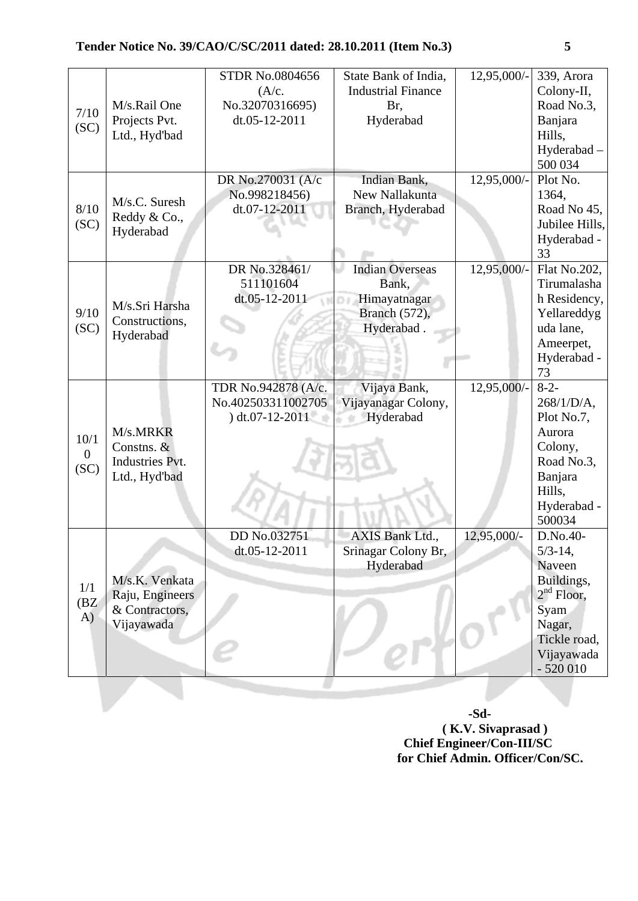**Tender Notice No. 39/CAO/C/SC/2011 dated: 28.10.2011 (Item No.3)**

| | | | | | |
|---|---|---|---|---|---|
| 7/10 (SC) | M/s.Rail One Projects Pvt. Ltd., Hyd'bad | STDR No.0804656 (A/c. No.32070316695) dt.05-12-2011 | State Bank of India, Industrial Finance Br, Hyderabad | 12,95,000/- | 339, Arora Colony-II, Road No.3, Banjara Hills, Hyderabad – 500 034 |
| 8/10 (SC) | M/s.C. Suresh Reddy & Co., Hyderabad | DR No.270031 (A/c No.998218456) dt.07-12-2011 | Indian Bank, New Nallakunta Branch, Hyderabad | 12,95,000/- | Plot No. 1364, Road No 45, Jubilee Hills, Hyderabad - 33 |
| 9/10 (SC) | M/s.Sri Harsha Constructions, Hyderabad | DR No.328461/ 511101604 dt.05-12-2011 | Indian Overseas Bank, Himayatnagar Branch (572), Hyderabad . | 12,95,000/- | Flat No.202, Tirumalashah Residency, Yellareddyguda lane, Ameerpet, Hyderabad - 73 |
| 10/10 (SC) | M/s.MRKR Constns. & Industries Pvt. Ltd., Hyd'bad | TDR No.942878 (A/c. No.402503311002705 ) dt.07-12-2011 | Vijaya Bank, Vijayanagar Colony, Hyderabad | 12,95,000/- | 8-2-268/1/D/A, Plot No.7, Aurora Colony, Road No.3, Banjara Hills, Hyderabad - 500034 |
| 1/1 (BZA) | M/s.K. Venkata Raju, Engineers & Contractors, Vijayawada | DD No.032751 dt.05-12-2011 | AXIS Bank Ltd., Srinagar Colony Br, Hyderabad | 12,95,000/- | D.No.40-5/3-14, Naveen Buildings, 2nd Floor, Syam Nagar, Tickle road, Vijayawada - 520 010 |

**-Sd-**
**( K.V. Sivaprasad )**
**Chief Engineer/Con-III/SC**
**for Chief Admin. Officer/Con/SC.**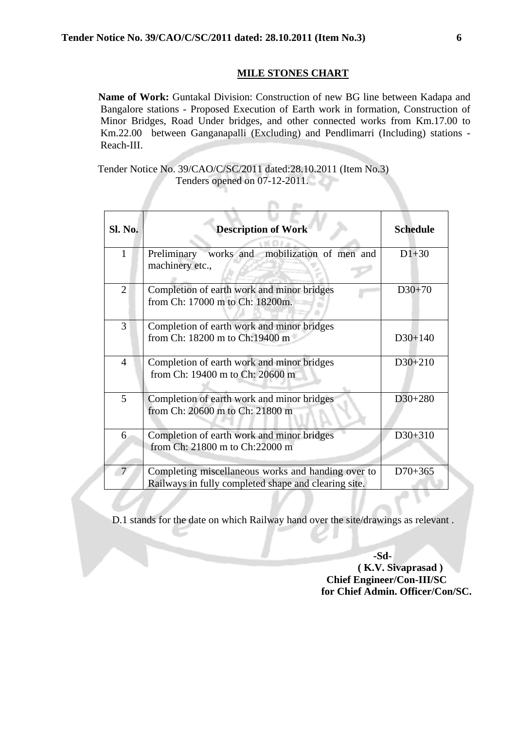## MILE STONES CHART

**Name of Work:** Guntakal Division: Construction of new BG line between Kadapa and Bangalore stations - Proposed Execution of Earth work in formation, Construction of Minor Bridges, Road Under bridges, and other connected works from Km.17.00 to Km.22.00 between Ganganapalli (Excluding) and Pendlimarri (Including) stations - Reach-III.

Tender Notice No. 39/CAO/C/SC/2011 dated:28.10.2011 (Item No.3)
Tenders opened on 07-12-2011.

| Sl. No. | Description of Work | Schedule |
|---|---|---|
| 1 | Preliminary works and mobilization of men and machinery etc., | D1+30 |
| 2 | Completion of earth work and minor bridges from Ch: 17000 m to Ch: 18200m. | D30+70 |
| 3 | Completion of earth work and minor bridges from Ch: 18200 m to Ch:19400 m | D30+140 |
| 4 | Completion of earth work and minor bridges from Ch: 19400 m to Ch: 20600 m | D30+210 |
| 5 | Completion of earth work and minor bridges from Ch: 20600 m to Ch: 21800 m | D30+280 |
| 6 | Completion of earth work and minor bridges from Ch: 21800 m to Ch:22000 m | D30+310 |
| 7 | Completing miscellaneous works and handing over to Railways in fully completed shape and clearing site. | D70+365 |

D.1 stands for the date on which Railway hand over the site/drawings as relevant .

**-Sd-**
**( K.V. Sivaprasad )**
**Chief Engineer/Con-III/SC**
**for Chief Admin. Officer/Con/SC.**